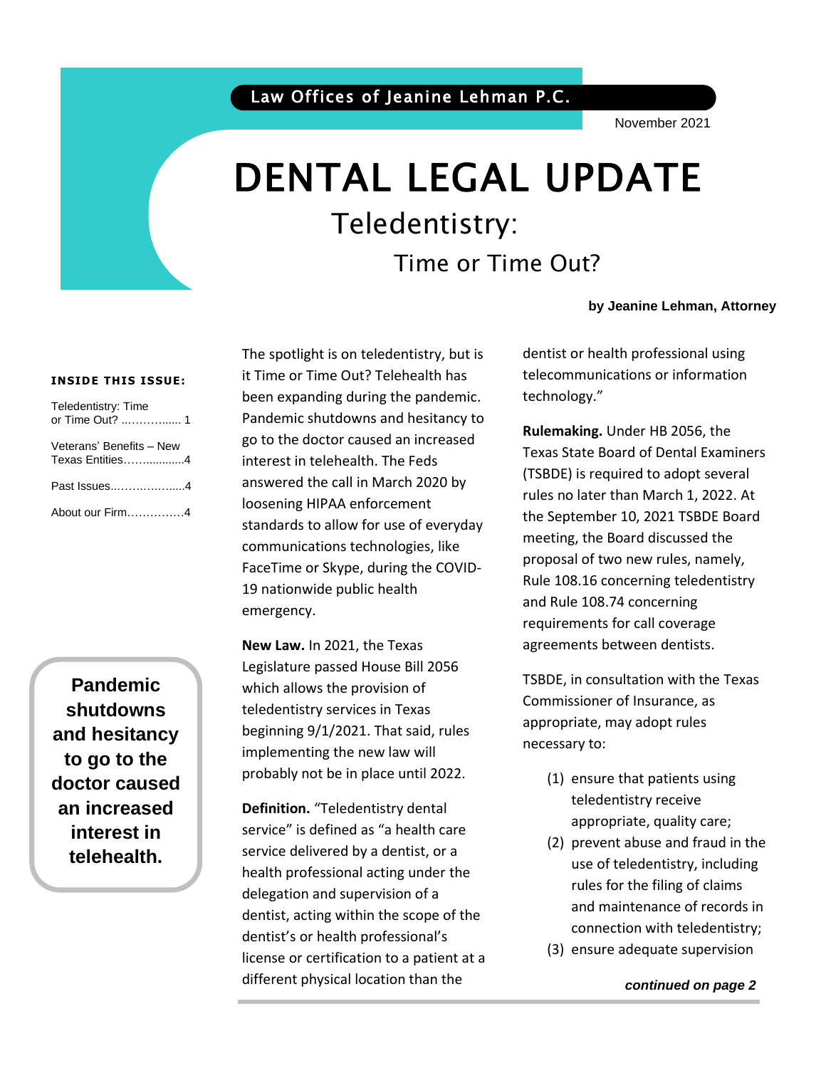Law Offices of Jeanine Lehman P.C.

November 2021

# DENTAL LEGAL UPDATE

## Teledentistry: Time or Time Out?

**by Jeanine Lehman, Attorney**

**INSIDE THIS ISSUE:**

- Teledentistry: Time or Time Out? ....... 1
- Veterans' Benefits – New Texas Entities.........4
- Past Issues..................4
- About our Firm...............4

**Pandemic shutdowns and hesitancy to go to the doctor caused an increased interest in telehealth.**

The spotlight is on teledentistry, but is it Time or Time Out? Telehealth has been expanding during the pandemic. Pandemic shutdowns and hesitancy to go to the doctor caused an increased interest in telehealth. The Feds answered the call in March 2020 by loosening HIPAA enforcement standards to allow for use of everyday communications technologies, like FaceTime or Skype, during the COVID-19 nationwide public health emergency.

**New Law.** In 2021, the Texas Legislature passed House Bill 2056 which allows the provision of teledentistry services in Texas beginning 9/1/2021. That said, rules implementing the new law will probably not be in place until 2022.

**Definition.** "Teledentistry dental service" is defined as "a health care service delivered by a dentist, or a health professional acting under the delegation and supervision of a dentist, acting within the scope of the dentist's or health professional's license or certification to a patient at a different physical location than the dentist or health professional using telecommunications or information technology."

**Rulemaking.** Under HB 2056, the Texas State Board of Dental Examiners (TSBDE) is required to adopt several rules no later than March 1, 2022. At the September 10, 2021 TSBDE Board meeting, the Board discussed the proposal of two new rules, namely, Rule 108.16 concerning teledentistry and Rule 108.74 concerning requirements for call coverage agreements between dentists.

TSBDE, in consultation with the Texas Commissioner of Insurance, as appropriate, may adopt rules necessary to:

(1) ensure that patients using teledentistry receive appropriate, quality care;
(2) prevent abuse and fraud in the use of teledentistry, including rules for the filing of claims and maintenance of records in connection with teledentistry;
(3) ensure adequate supervision

*continued on page 2*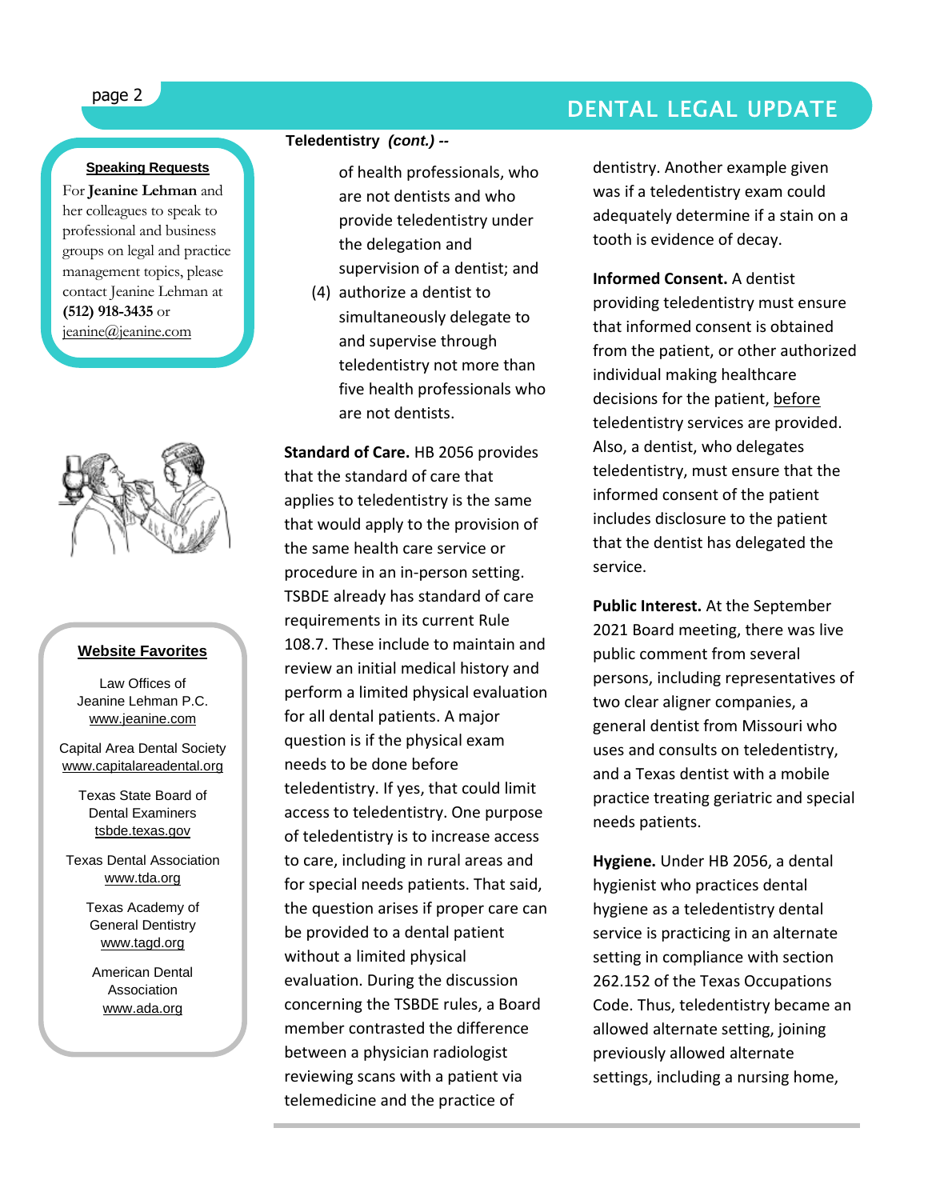### Speaking Requests

For **Jeanine Lehman** and her colleagues to speak to professional and business groups on legal and practice management topics, please contact Jeanine Lehman at **(512) 918-3435** or jeanine@jeanine.com

### Website Favorites

Law Offices of Jeanine Lehman P.C.
www.jeanine.com

Capital Area Dental Society
www.capitalareadental.org

Texas State Board of Dental Examiners
tsbde.texas.gov

Texas Dental Association
www.tda.org

Texas Academy of General Dentistry
www.tagd.org

American Dental Association
www.ada.org

**Teledentistry** ***(cont.) --***

of health professionals, who are not dentists and who provide teledentistry under the delegation and supervision of a dentist; and

(4) authorize a dentist to simultaneously delegate to and supervise through teledentistry not more than five health professionals who are not dentists.

**Standard of Care.** HB 2056 provides that the standard of care that applies to teledentistry is the same that would apply to the provision of the same health care service or procedure in an in-person setting. TSBDE already has standard of care requirements in its current Rule 108.7. These include to maintain and review an initial medical history and perform a limited physical evaluation for all dental patients. A major question is if the physical exam needs to be done before teledentistry. If yes, that could limit access to teledentistry. One purpose of teledentistry is to increase access to care, including in rural areas and for special needs patients. That said, the question arises if proper care can be provided to a dental patient without a limited physical evaluation. During the discussion concerning the TSBDE rules, a Board member contrasted the difference between a physician radiologist reviewing scans with a patient via telemedicine and the practice of dentistry. Another example given was if a teledentistry exam could adequately determine if a stain on a tooth is evidence of decay.

**Informed Consent.** A dentist providing teledentistry must ensure that informed consent is obtained from the patient, or other authorized individual making healthcare decisions for the patient, <u>before</u> teledentistry services are provided. Also, a dentist, who delegates teledentistry, must ensure that the informed consent of the patient includes disclosure to the patient that the dentist has delegated the service.

**Public Interest.** At the September 2021 Board meeting, there was live public comment from several persons, including representatives of two clear aligner companies, a general dentist from Missouri who uses and consults on teledentistry, and a Texas dentist with a mobile practice treating geriatric and special needs patients.

**Hygiene.** Under HB 2056, a dental hygienist who practices dental hygiene as a teledentistry dental service is practicing in an alternate setting in compliance with section 262.152 of the Texas Occupations Code. Thus, teledentistry became an allowed alternate setting, joining previously allowed alternate settings, including a nursing home,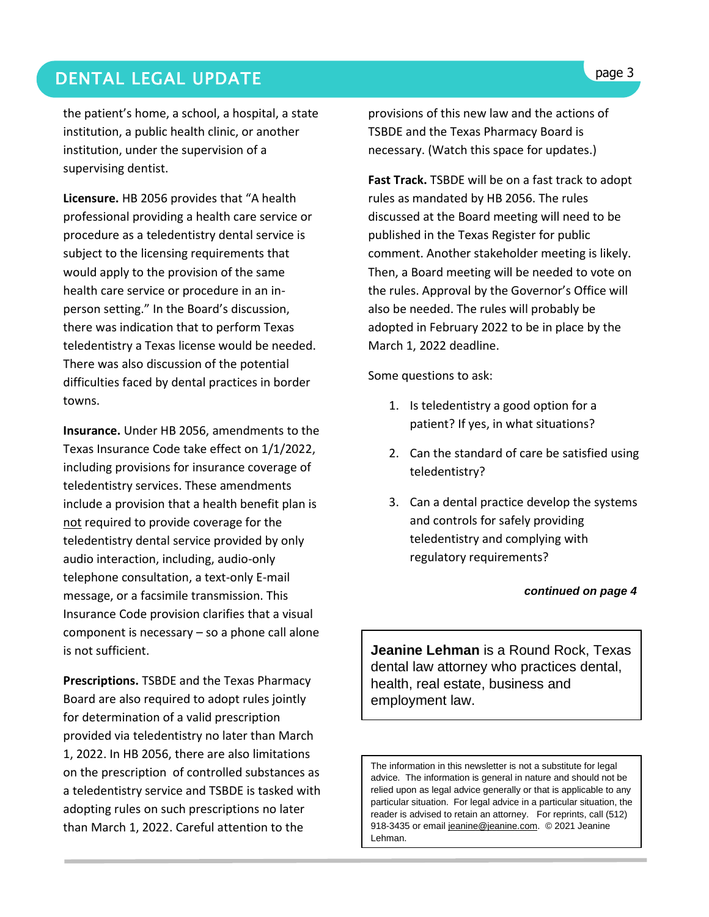the patient's home, a school, a hospital, a state institution, a public health clinic, or another institution, under the supervision of a supervising dentist.

**Licensure.** HB 2056 provides that "A health professional providing a health care service or procedure as a teledentistry dental service is subject to the licensing requirements that would apply to the provision of the same health care service or procedure in an in-person setting." In the Board's discussion, there was indication that to perform Texas teledentistry a Texas license would be needed. There was also discussion of the potential difficulties faced by dental practices in border towns.

**Insurance.** Under HB 2056, amendments to the Texas Insurance Code take effect on 1/1/2022, including provisions for insurance coverage of teledentistry services. These amendments include a provision that a health benefit plan is <u>not</u> required to provide coverage for the teledentistry dental service provided by only audio interaction, including, audio-only telephone consultation, a text-only E-mail message, or a facsimile transmission. This Insurance Code provision clarifies that a visual component is necessary – so a phone call alone is not sufficient.

**Prescriptions.** TSBDE and the Texas Pharmacy Board are also required to adopt rules jointly for determination of a valid prescription provided via teledentistry no later than March 1, 2022. In HB 2056, there are also limitations on the prescription of controlled substances as a teledentistry service and TSBDE is tasked with adopting rules on such prescriptions no later than March 1, 2022. Careful attention to the provisions of this new law and the actions of TSBDE and the Texas Pharmacy Board is necessary. (Watch this space for updates.)

**Fast Track.** TSBDE will be on a fast track to adopt rules as mandated by HB 2056. The rules discussed at the Board meeting will need to be published in the Texas Register for public comment. Another stakeholder meeting is likely. Then, a Board meeting will be needed to vote on the rules. Approval by the Governor's Office will also be needed. The rules will probably be adopted in February 2022 to be in place by the March 1, 2022 deadline.

Some questions to ask:

1. Is teledentistry a good option for a patient? If yes, in what situations?
2. Can the standard of care be satisfied using teledentistry?
3. Can a dental practice develop the systems and controls for safely providing teledentistry and complying with regulatory requirements?

***continued on page 4***

**Jeanine Lehman** is a Round Rock, Texas dental law attorney who practices dental, health, real estate, business and employment law.

The information in this newsletter is not a substitute for legal advice. The information is general in nature and should not be relied upon as legal advice generally or that is applicable to any particular situation. For legal advice in a particular situation, the reader is advised to retain an attorney. For reprints, call (512) 918-3435 or email jeanine@jeanine.com. © 2021 Jeanine Lehman.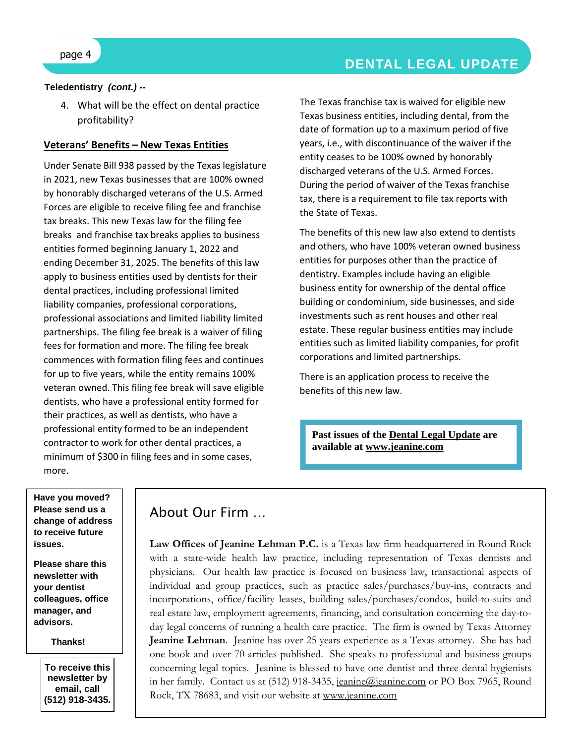**Teledentistry** ***(cont.) --***

4. What will be the effect on dental practice profitability?

## Veterans' Benefits – New Texas Entities

Under Senate Bill 938 passed by the Texas legislature in 2021, new Texas businesses that are 100% owned by honorably discharged veterans of the U.S. Armed Forces are eligible to receive filing fee and franchise tax breaks. This new Texas law for the filing fee breaks and franchise tax breaks applies to business entities formed beginning January 1, 2022 and ending December 31, 2025. The benefits of this law apply to business entities used by dentists for their dental practices, including professional limited liability companies, professional corporations, professional associations and limited liability limited partnerships. The filing fee break is a waiver of filing fees for formation and more. The filing fee break commences with formation filing fees and continues for up to five years, while the entity remains 100% veteran owned. This filing fee break will save eligible dentists, who have a professional entity formed for their practices, as well as dentists, who have a professional entity formed to be an independent contractor to work for other dental practices, a minimum of $300 in filing fees and in some cases, more.

The Texas franchise tax is waived for eligible new Texas business entities, including dental, from the date of formation up to a maximum period of five years, i.e., with discontinuance of the waiver if the entity ceases to be 100% owned by honorably discharged veterans of the U.S. Armed Forces. During the period of waiver of the Texas franchise tax, there is a requirement to file tax reports with the State of Texas.

The benefits of this new law also extend to dentists and others, who have 100% veteran owned business entities for purposes other than the practice of dentistry. Examples include having an eligible business entity for ownership of the dental office building or condominium, side businesses, and side investments such as rent houses and other real estate. These regular business entities may include entities such as limited liability companies, for profit corporations and limited partnerships.

There is an application process to receive the benefits of this new law.

**Past issues of the Dental Legal Update are available at www.jeanine.com**

**Have you moved? Please send us a change of address to receive future issues.**

**Please share this newsletter with your dentist colleagues, office manager, and advisors.**

**Thanks!**

**To receive this newsletter by email, call (512) 918-3435.**

## About Our Firm …

**Law Offices of Jeanine Lehman P.C.** is a Texas law firm headquartered in Round Rock with a state-wide health law practice, including representation of Texas dentists and physicians. Our health law practice is focused on business law, transactional aspects of individual and group practices, such as practice sales/purchases/buy-ins, contracts and incorporations, office/facility leases, building sales/purchases/condos, build-to-suits and real estate law, employment agreements, financing, and consultation concerning the day-to-day legal concerns of running a health care practice. The firm is owned by Texas Attorney **Jeanine Lehman**. Jeanine has over 25 years experience as a Texas attorney. She has had one book and over 70 articles published. She speaks to professional and business groups concerning legal topics. Jeanine is blessed to have one dentist and three dental hygienists in her family. Contact us at (512) 918-3435, jeanine@jeanine.com or PO Box 7965, Round Rock, TX 78683, and visit our website at www.jeanine.com